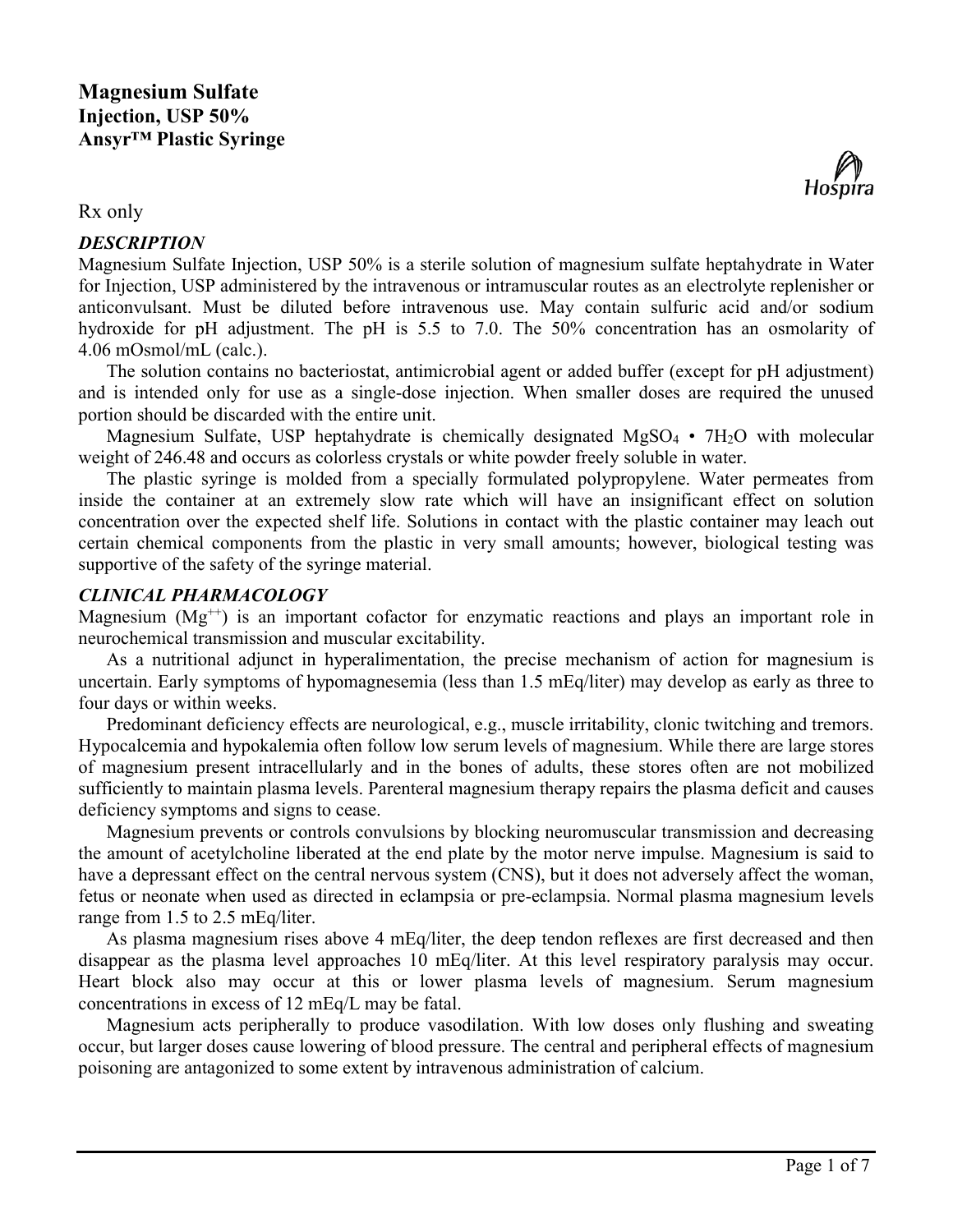# Magnesium Sulfate
## Injection, USP 50%
## Ansyr™ Plastic Syringe

Rx only

### *DESCRIPTION*

Magnesium Sulfate Injection, USP 50% is a sterile solution of magnesium sulfate heptahydrate in Water for Injection, USP administered by the intravenous or intramuscular routes as an electrolyte replenisher or anticonvulsant. Must be diluted before intravenous use. May contain sulfuric acid and/or sodium hydroxide for pH adjustment. The pH is 5.5 to 7.0. The 50% concentration has an osmolarity of 4.06 mOsmol/mL (calc.).

The solution contains no bacteriostat, antimicrobial agent or added buffer (except for pH adjustment) and is intended only for use as a single-dose injection. When smaller doses are required the unused portion should be discarded with the entire unit.

Magnesium Sulfate, USP heptahydrate is chemically designated $MgSO_4 \cdot 7H_2O$ with molecular weight of 246.48 and occurs as colorless crystals or white powder freely soluble in water.

The plastic syringe is molded from a specially formulated polypropylene. Water permeates from inside the container at an extremely slow rate which will have an insignificant effect on solution concentration over the expected shelf life. Solutions in contact with the plastic container may leach out certain chemical components from the plastic in very small amounts; however, biological testing was supportive of the safety of the syringe material.

### *CLINICAL PHARMACOLOGY*

Magnesium ($Mg^{++}$) is an important cofactor for enzymatic reactions and plays an important role in neurochemical transmission and muscular excitability.

As a nutritional adjunct in hyperalimentation, the precise mechanism of action for magnesium is uncertain. Early symptoms of hypomagnesemia (less than 1.5 mEq/liter) may develop as early as three to four days or within weeks.

Predominant deficiency effects are neurological, e.g., muscle irritability, clonic twitching and tremors. Hypocalcemia and hypokalemia often follow low serum levels of magnesium. While there are large stores of magnesium present intracellularly and in the bones of adults, these stores often are not mobilized sufficiently to maintain plasma levels. Parenteral magnesium therapy repairs the plasma deficit and causes deficiency symptoms and signs to cease.

Magnesium prevents or controls convulsions by blocking neuromuscular transmission and decreasing the amount of acetylcholine liberated at the end plate by the motor nerve impulse. Magnesium is said to have a depressant effect on the central nervous system (CNS), but it does not adversely affect the woman, fetus or neonate when used as directed in eclampsia or pre-eclampsia. Normal plasma magnesium levels range from 1.5 to 2.5 mEq/liter.

As plasma magnesium rises above 4 mEq/liter, the deep tendon reflexes are first decreased and then disappear as the plasma level approaches 10 mEq/liter. At this level respiratory paralysis may occur. Heart block also may occur at this or lower plasma levels of magnesium. Serum magnesium concentrations in excess of 12 mEq/L may be fatal.

Magnesium acts peripherally to produce vasodilation. With low doses only flushing and sweating occur, but larger doses cause lowering of blood pressure. The central and peripheral effects of magnesium poisoning are antagonized to some extent by intravenous administration of calcium.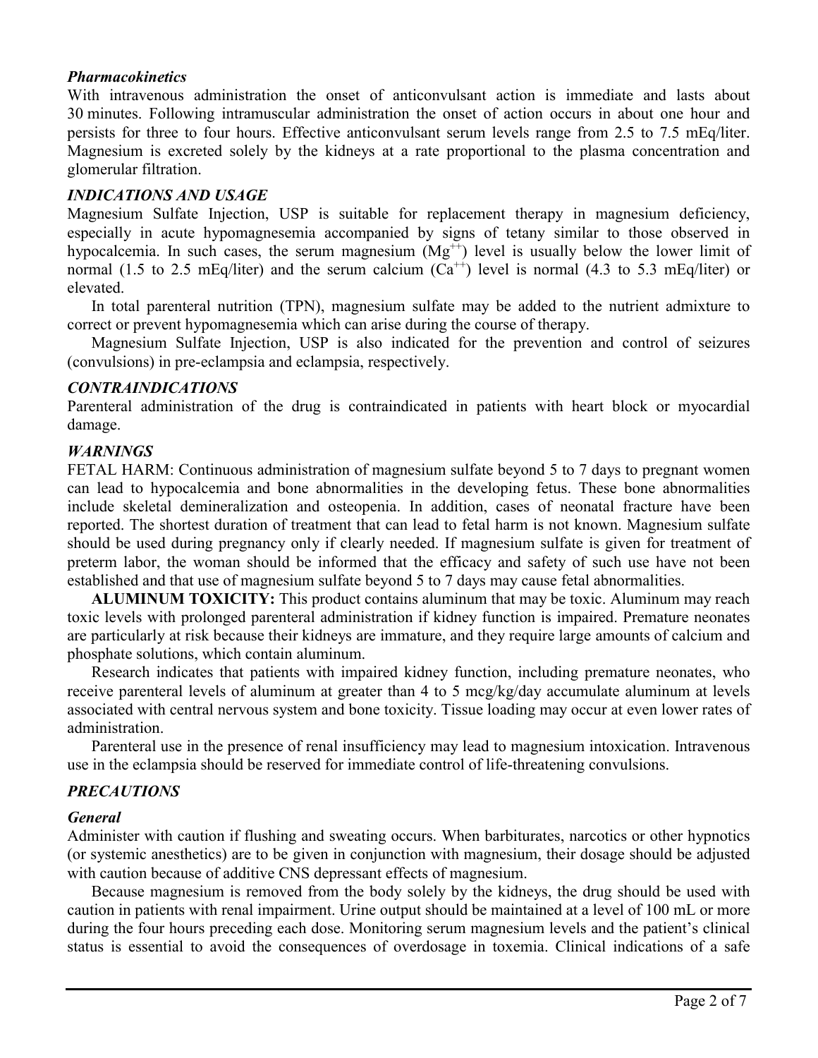### *Pharmacokinetics*

With intravenous administration the onset of anticonvulsant action is immediate and lasts about 30 minutes. Following intramuscular administration the onset of action occurs in about one hour and persists for three to four hours. Effective anticonvulsant serum levels range from 2.5 to 7.5 mEq/liter. Magnesium is excreted solely by the kidneys at a rate proportional to the plasma concentration and glomerular filtration.

### *INDICATIONS AND USAGE*

Magnesium Sulfate Injection, USP is suitable for replacement therapy in magnesium deficiency, especially in acute hypomagnesemia accompanied by signs of tetany similar to those observed in hypocalcemia. In such cases, the serum magnesium ($Mg^{++}$) level is usually below the lower limit of normal (1.5 to 2.5 mEq/liter) and the serum calcium ($Ca^{++}$) level is normal (4.3 to 5.3 mEq/liter) or elevated.

In total parenteral nutrition (TPN), magnesium sulfate may be added to the nutrient admixture to correct or prevent hypomagnesemia which can arise during the course of therapy.

Magnesium Sulfate Injection, USP is also indicated for the prevention and control of seizures (convulsions) in pre-eclampsia and eclampsia, respectively.

### *CONTRAINDICATIONS*

Parenteral administration of the drug is contraindicated in patients with heart block or myocardial damage.

### *WARNINGS*

FETAL HARM: Continuous administration of magnesium sulfate beyond 5 to 7 days to pregnant women can lead to hypocalcemia and bone abnormalities in the developing fetus. These bone abnormalities include skeletal demineralization and osteopenia. In addition, cases of neonatal fracture have been reported. The shortest duration of treatment that can lead to fetal harm is not known. Magnesium sulfate should be used during pregnancy only if clearly needed. If magnesium sulfate is given for treatment of preterm labor, the woman should be informed that the efficacy and safety of such use have not been established and that use of magnesium sulfate beyond 5 to 7 days may cause fetal abnormalities.

**ALUMINUM TOXICITY:** This product contains aluminum that may be toxic. Aluminum may reach toxic levels with prolonged parenteral administration if kidney function is impaired. Premature neonates are particularly at risk because their kidneys are immature, and they require large amounts of calcium and phosphate solutions, which contain aluminum.

Research indicates that patients with impaired kidney function, including premature neonates, who receive parenteral levels of aluminum at greater than 4 to 5 mcg/kg/day accumulate aluminum at levels associated with central nervous system and bone toxicity. Tissue loading may occur at even lower rates of administration.

Parenteral use in the presence of renal insufficiency may lead to magnesium intoxication. Intravenous use in the eclampsia should be reserved for immediate control of life-threatening convulsions.

### *PRECAUTIONS*

#### *General*

Administer with caution if flushing and sweating occurs. When barbiturates, narcotics or other hypnotics (or systemic anesthetics) are to be given in conjunction with magnesium, their dosage should be adjusted with caution because of additive CNS depressant effects of magnesium.

Because magnesium is removed from the body solely by the kidneys, the drug should be used with caution in patients with renal impairment. Urine output should be maintained at a level of 100 mL or more during the four hours preceding each dose. Monitoring serum magnesium levels and the patient's clinical status is essential to avoid the consequences of overdosage in toxemia. Clinical indications of a safe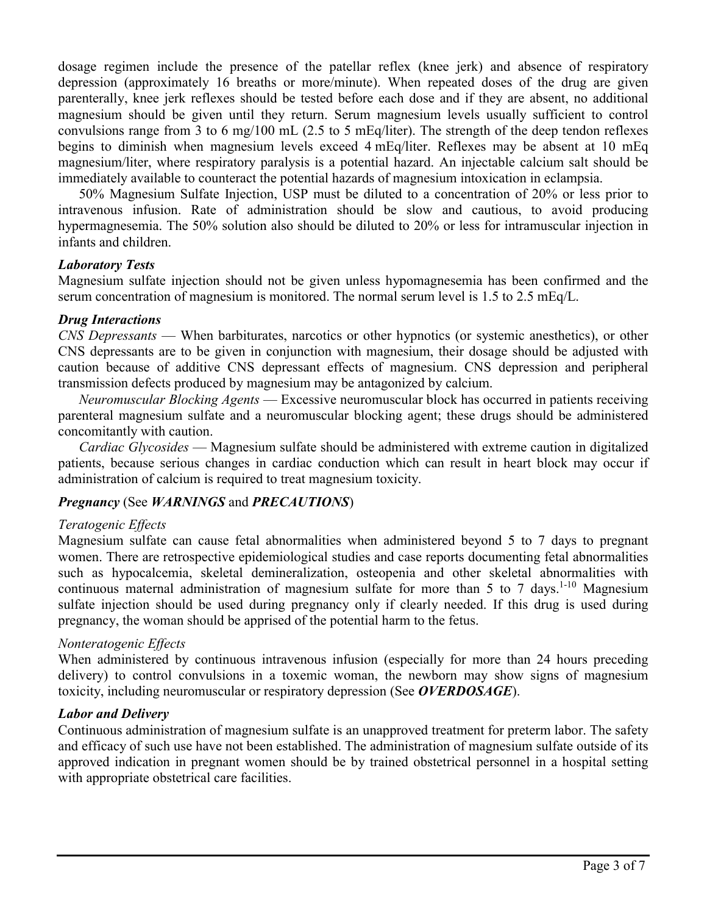dosage regimen include the presence of the patellar reflex (knee jerk) and absence of respiratory depression (approximately 16 breaths or more/minute). When repeated doses of the drug are given parenterally, knee jerk reflexes should be tested before each dose and if they are absent, no additional magnesium should be given until they return. Serum magnesium levels usually sufficient to control convulsions range from 3 to 6 mg/100 mL (2.5 to 5 mEq/liter). The strength of the deep tendon reflexes begins to diminish when magnesium levels exceed 4 mEq/liter. Reflexes may be absent at 10 mEq magnesium/liter, where respiratory paralysis is a potential hazard. An injectable calcium salt should be immediately available to counteract the potential hazards of magnesium intoxication in eclampsia.

50% Magnesium Sulfate Injection, USP must be diluted to a concentration of 20% or less prior to intravenous infusion. Rate of administration should be slow and cautious, to avoid producing hypermagnesemia. The 50% solution also should be diluted to 20% or less for intramuscular injection in infants and children.

***Laboratory Tests***

Magnesium sulfate injection should not be given unless hypomagnesemia has been confirmed and the serum concentration of magnesium is monitored. The normal serum level is 1.5 to 2.5 mEq/L.

***Drug Interactions***

*CNS Depressants* — When barbiturates, narcotics or other hypnotics (or systemic anesthetics), or other CNS depressants are to be given in conjunction with magnesium, their dosage should be adjusted with caution because of additive CNS depressant effects of magnesium. CNS depression and peripheral transmission defects produced by magnesium may be antagonized by calcium.

*Neuromuscular Blocking Agents* — Excessive neuromuscular block has occurred in patients receiving parenteral magnesium sulfate and a neuromuscular blocking agent; these drugs should be administered concomitantly with caution.

*Cardiac Glycosides* — Magnesium sulfate should be administered with extreme caution in digitalized patients, because serious changes in cardiac conduction which can result in heart block may occur if administration of calcium is required to treat magnesium toxicity.

***Pregnancy*** (See ***WARNINGS*** and ***PRECAUTIONS***)

*Teratogenic Effects*

Magnesium sulfate can cause fetal abnormalities when administered beyond 5 to 7 days to pregnant women. There are retrospective epidemiological studies and case reports documenting fetal abnormalities such as hypocalcemia, skeletal demineralization, osteopenia and other skeletal abnormalities with continuous maternal administration of magnesium sulfate for more than 5 to 7 days.[1-10] Magnesium sulfate injection should be used during pregnancy only if clearly needed. If this drug is used during pregnancy, the woman should be apprised of the potential harm to the fetus.

*Nonteratogenic Effects*

When administered by continuous intravenous infusion (especially for more than 24 hours preceding delivery) to control convulsions in a toxemic woman, the newborn may show signs of magnesium toxicity, including neuromuscular or respiratory depression (See ***OVERDOSAGE***).

***Labor and Delivery***

Continuous administration of magnesium sulfate is an unapproved treatment for preterm labor. The safety and efficacy of such use have not been established. The administration of magnesium sulfate outside of its approved indication in pregnant women should be by trained obstetrical personnel in a hospital setting with appropriate obstetrical care facilities.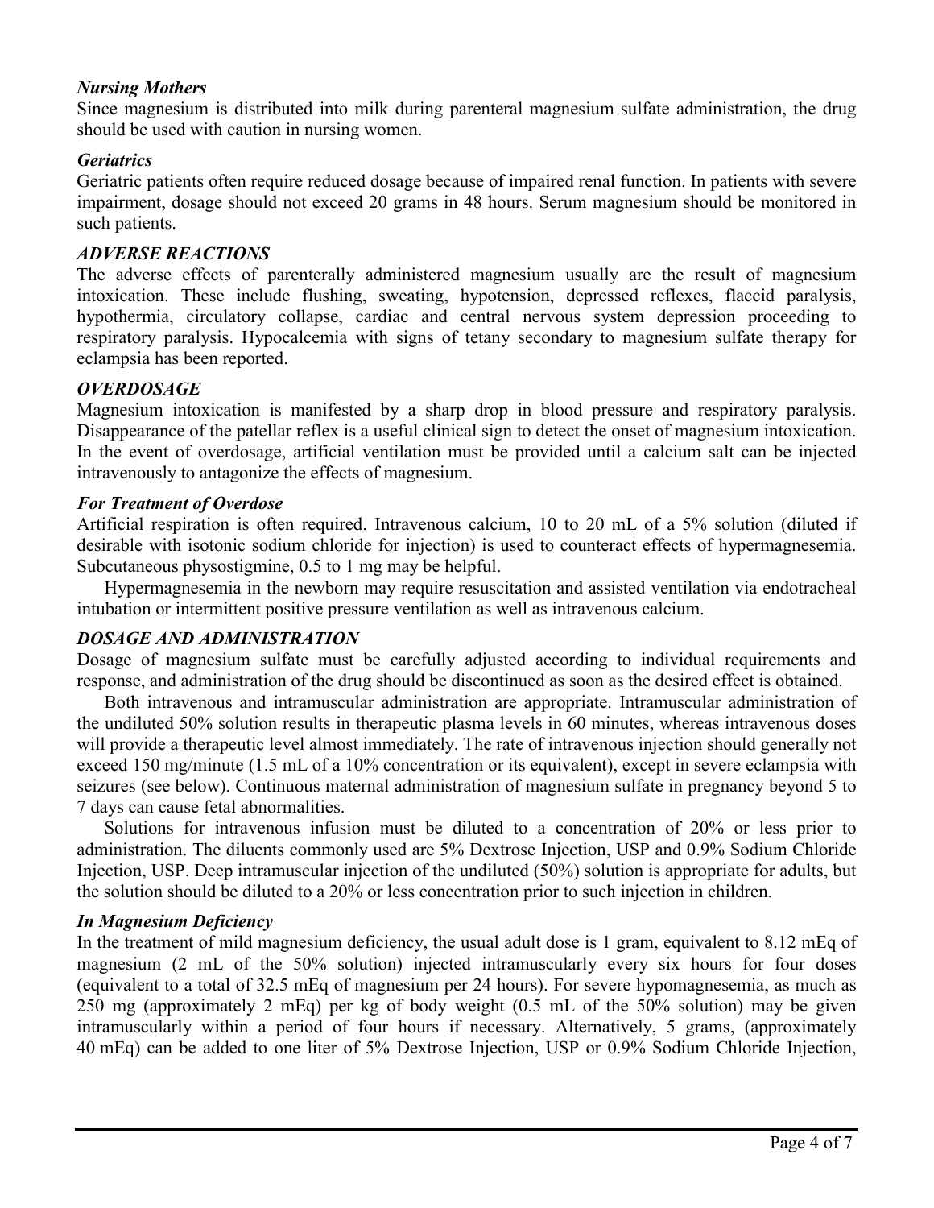### *Nursing Mothers*

Since magnesium is distributed into milk during parenteral magnesium sulfate administration, the drug should be used with caution in nursing women.

### *Geriatrics*

Geriatric patients often require reduced dosage because of impaired renal function. In patients with severe impairment, dosage should not exceed 20 grams in 48 hours. Serum magnesium should be monitored in such patients.

### *ADVERSE REACTIONS*

The adverse effects of parenterally administered magnesium usually are the result of magnesium intoxication. These include flushing, sweating, hypotension, depressed reflexes, flaccid paralysis, hypothermia, circulatory collapse, cardiac and central nervous system depression proceeding to respiratory paralysis. Hypocalcemia with signs of tetany secondary to magnesium sulfate therapy for eclampsia has been reported.

### *OVERDOSAGE*

Magnesium intoxication is manifested by a sharp drop in blood pressure and respiratory paralysis. Disappearance of the patellar reflex is a useful clinical sign to detect the onset of magnesium intoxication. In the event of overdosage, artificial ventilation must be provided until a calcium salt can be injected intravenously to antagonize the effects of magnesium.

### *For Treatment of Overdose*

Artificial respiration is often required. Intravenous calcium, 10 to 20 mL of a 5% solution (diluted if desirable with isotonic sodium chloride for injection) is used to counteract effects of hypermagnesemia. Subcutaneous physostigmine, 0.5 to 1 mg may be helpful.

Hypermagnesemia in the newborn may require resuscitation and assisted ventilation via endotracheal intubation or intermittent positive pressure ventilation as well as intravenous calcium.

### *DOSAGE AND ADMINISTRATION*

Dosage of magnesium sulfate must be carefully adjusted according to individual requirements and response, and administration of the drug should be discontinued as soon as the desired effect is obtained.

Both intravenous and intramuscular administration are appropriate. Intramuscular administration of the undiluted 50% solution results in therapeutic plasma levels in 60 minutes, whereas intravenous doses will provide a therapeutic level almost immediately. The rate of intravenous injection should generally not exceed 150 mg/minute (1.5 mL of a 10% concentration or its equivalent), except in severe eclampsia with seizures (see below). Continuous maternal administration of magnesium sulfate in pregnancy beyond 5 to 7 days can cause fetal abnormalities.

Solutions for intravenous infusion must be diluted to a concentration of 20% or less prior to administration. The diluents commonly used are 5% Dextrose Injection, USP and 0.9% Sodium Chloride Injection, USP. Deep intramuscular injection of the undiluted (50%) solution is appropriate for adults, but the solution should be diluted to a 20% or less concentration prior to such injection in children.

### *In Magnesium Deficiency*

In the treatment of mild magnesium deficiency, the usual adult dose is 1 gram, equivalent to 8.12 mEq of magnesium (2 mL of the 50% solution) injected intramuscularly every six hours for four doses (equivalent to a total of 32.5 mEq of magnesium per 24 hours). For severe hypomagnesemia, as much as 250 mg (approximately 2 mEq) per kg of body weight (0.5 mL of the 50% solution) may be given intramuscularly within a period of four hours if necessary. Alternatively, 5 grams, (approximately 40 mEq) can be added to one liter of 5% Dextrose Injection, USP or 0.9% Sodium Chloride Injection,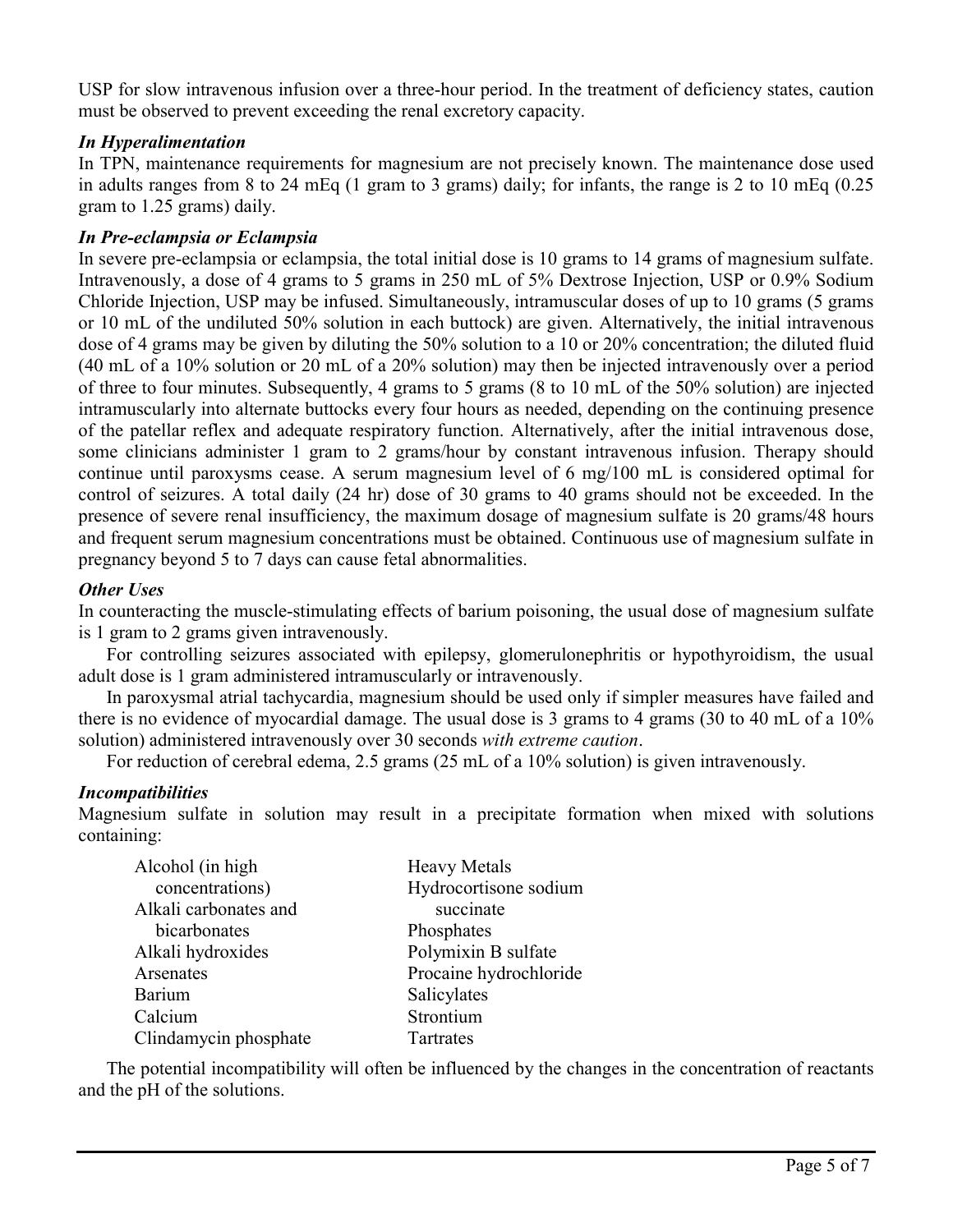USP for slow intravenous infusion over a three-hour period. In the treatment of deficiency states, caution must be observed to prevent exceeding the renal excretory capacity.

### *In Hyperalimentation*

In TPN, maintenance requirements for magnesium are not precisely known. The maintenance dose used in adults ranges from 8 to 24 mEq (1 gram to 3 grams) daily; for infants, the range is 2 to 10 mEq (0.25 gram to 1.25 grams) daily.

### *In Pre-eclampsia or Eclampsia*

In severe pre-eclampsia or eclampsia, the total initial dose is 10 grams to 14 grams of magnesium sulfate. Intravenously, a dose of 4 grams to 5 grams in 250 mL of 5% Dextrose Injection, USP or 0.9% Sodium Chloride Injection, USP may be infused. Simultaneously, intramuscular doses of up to 10 grams (5 grams or 10 mL of the undiluted 50% solution in each buttock) are given. Alternatively, the initial intravenous dose of 4 grams may be given by diluting the 50% solution to a 10 or 20% concentration; the diluted fluid (40 mL of a 10% solution or 20 mL of a 20% solution) may then be injected intravenously over a period of three to four minutes. Subsequently, 4 grams to 5 grams (8 to 10 mL of the 50% solution) are injected intramuscularly into alternate buttocks every four hours as needed, depending on the continuing presence of the patellar reflex and adequate respiratory function. Alternatively, after the initial intravenous dose, some clinicians administer 1 gram to 2 grams/hour by constant intravenous infusion. Therapy should continue until paroxysms cease. A serum magnesium level of 6 mg/100 mL is considered optimal for control of seizures. A total daily (24 hr) dose of 30 grams to 40 grams should not be exceeded. In the presence of severe renal insufficiency, the maximum dosage of magnesium sulfate is 20 grams/48 hours and frequent serum magnesium concentrations must be obtained. Continuous use of magnesium sulfate in pregnancy beyond 5 to 7 days can cause fetal abnormalities.

### *Other Uses*

In counteracting the muscle-stimulating effects of barium poisoning, the usual dose of magnesium sulfate is 1 gram to 2 grams given intravenously.

For controlling seizures associated with epilepsy, glomerulonephritis or hypothyroidism, the usual adult dose is 1 gram administered intramuscularly or intravenously.

In paroxysmal atrial tachycardia, magnesium should be used only if simpler measures have failed and there is no evidence of myocardial damage. The usual dose is 3 grams to 4 grams (30 to 40 mL of a 10% solution) administered intravenously over 30 seconds *with extreme caution*.

For reduction of cerebral edema, 2.5 grams (25 mL of a 10% solution) is given intravenously.

### *Incompatibilities*

Magnesium sulfate in solution may result in a precipitate formation when mixed with solutions containing:

- Alcohol (in high concentrations)
- Alkali carbonates and bicarbonates
- Alkali hydroxides
- Arsenates
- Barium
- Calcium
- Clindamycin phosphate
- Heavy Metals
- Hydrocortisone sodium succinate
- Phosphates
- Polymixin B sulfate
- Procaine hydrochloride
- Salicylates
- Strontium
- Tartrates

The potential incompatibility will often be influenced by the changes in the concentration of reactants and the pH of the solutions.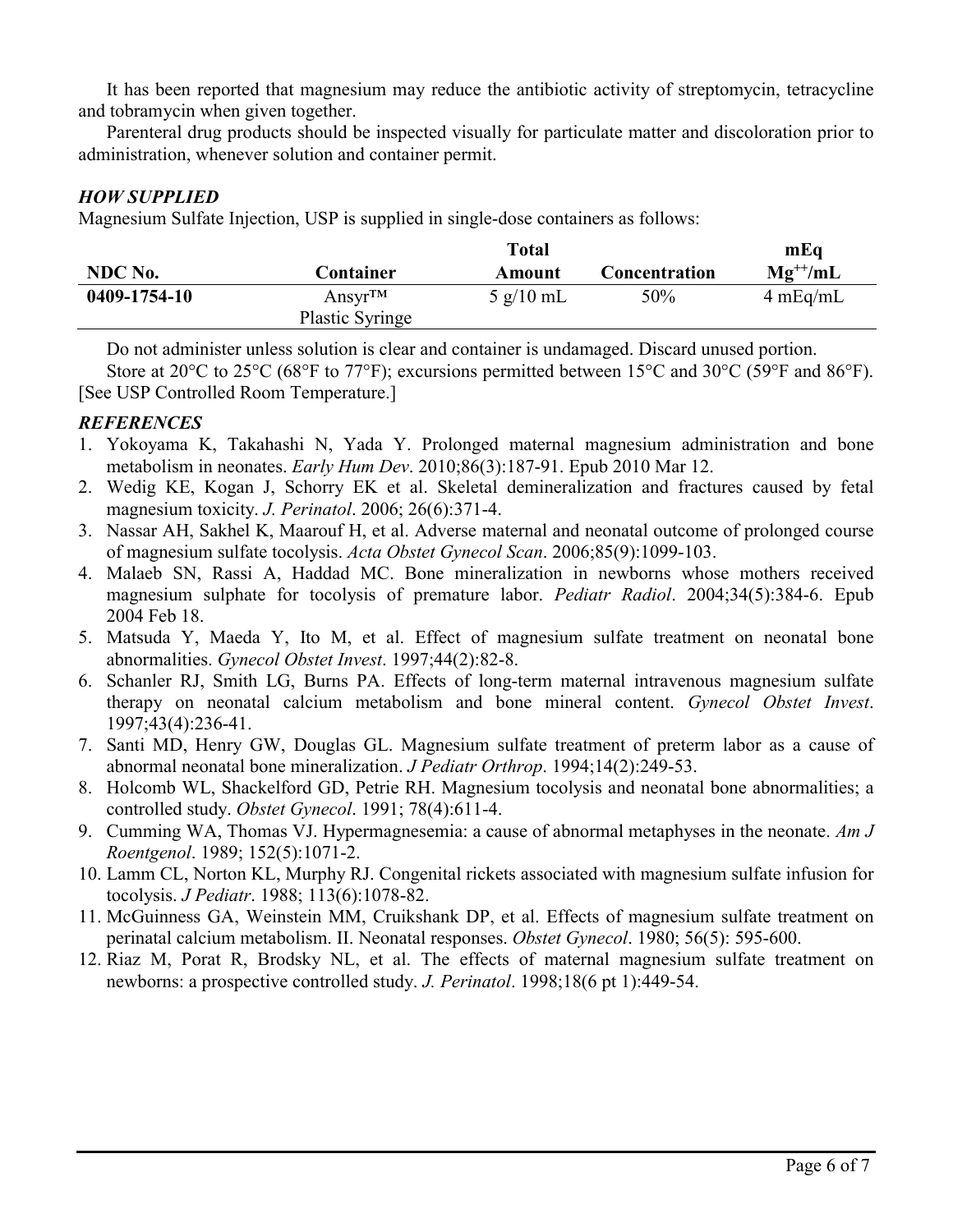It has been reported that magnesium may reduce the antibiotic activity of streptomycin, tetracycline and tobramycin when given together.

Parenteral drug products should be inspected visually for particulate matter and discoloration prior to administration, whenever solution and container permit.

### *HOW SUPPLIED*

Magnesium Sulfate Injection, USP is supplied in single-dose containers as follows:

| NDC No. | Container | Total Amount | Concentration | mEq $Mg^{++}$/mL |
|---|---|---|---|---|
| **0409-1754-10** | Ansyr™ Plastic Syringe | 5 g/10 mL | 50% | 4 mEq/mL |

Do not administer unless solution is clear and container is undamaged. Discard unused portion.

Store at 20°C to 25°C (68°F to 77°F); excursions permitted between 15°C and 30°C (59°F and 86°F). [See USP Controlled Room Temperature.]

### *REFERENCES*

1. Yokoyama K, Takahashi N, Yada Y. Prolonged maternal magnesium administration and bone metabolism in neonates. *Early Hum Dev*. 2010;86(3):187-91. Epub 2010 Mar 12.
2. Wedig KE, Kogan J, Schorry EK et al. Skeletal demineralization and fractures caused by fetal magnesium toxicity. *J. Perinatol*. 2006; 26(6):371-4.
3. Nassar AH, Sakhel K, Maarouf H, et al. Adverse maternal and neonatal outcome of prolonged course of magnesium sulfate tocolysis. *Acta Obstet Gynecol Scan*. 2006;85(9):1099-103.
4. Malaeb SN, Rassi A, Haddad MC. Bone mineralization in newborns whose mothers received magnesium sulphate for tocolysis of premature labor. *Pediatr Radiol*. 2004;34(5):384-6. Epub 2004 Feb 18.
5. Matsuda Y, Maeda Y, Ito M, et al. Effect of magnesium sulfate treatment on neonatal bone abnormalities. *Gynecol Obstet Invest*. 1997;44(2):82-8.
6. Schanler RJ, Smith LG, Burns PA. Effects of long-term maternal intravenous magnesium sulfate therapy on neonatal calcium metabolism and bone mineral content. *Gynecol Obstet Invest*. 1997;43(4):236-41.
7. Santi MD, Henry GW, Douglas GL. Magnesium sulfate treatment of preterm labor as a cause of abnormal neonatal bone mineralization. *J Pediatr Orthrop*. 1994;14(2):249-53.
8. Holcomb WL, Shackelford GD, Petrie RH. Magnesium tocolysis and neonatal bone abnormalities; a controlled study. *Obstet Gynecol*. 1991; 78(4):611-4.
9. Cumming WA, Thomas VJ. Hypermagnesemia: a cause of abnormal metaphyses in the neonate. *Am J Roentgenol*. 1989; 152(5):1071-2.
10. Lamm CL, Norton KL, Murphy RJ. Congenital rickets associated with magnesium sulfate infusion for tocolysis. *J Pediatr*. 1988; 113(6):1078-82.
11. McGuinness GA, Weinstein MM, Cruikshank DP, et al. Effects of magnesium sulfate treatment on perinatal calcium metabolism. II. Neonatal responses. *Obstet Gynecol*. 1980; 56(5): 595-600.
12. Riaz M, Porat R, Brodsky NL, et al. The effects of maternal magnesium sulfate treatment on newborns: a prospective controlled study. *J. Perinatol*. 1998;18(6 pt 1):449-54.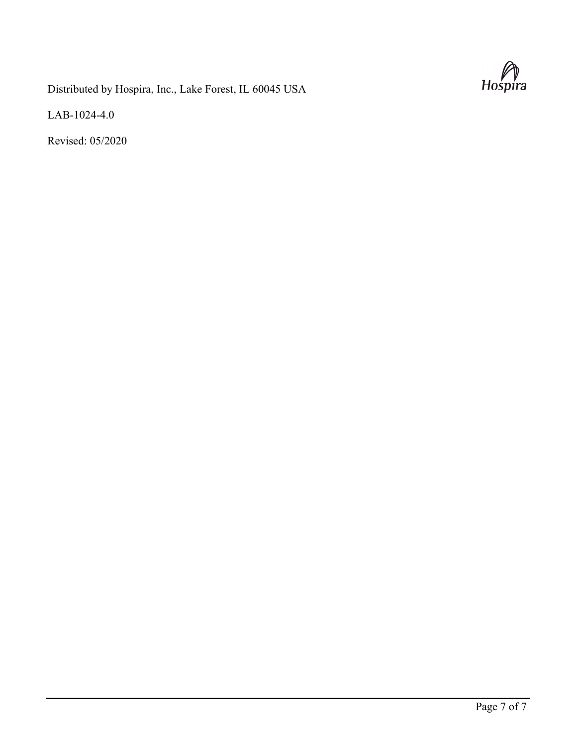Distributed by Hospira, Inc., Lake Forest, IL 60045 USA

LAB-1024-4.0

Revised: 05/2020